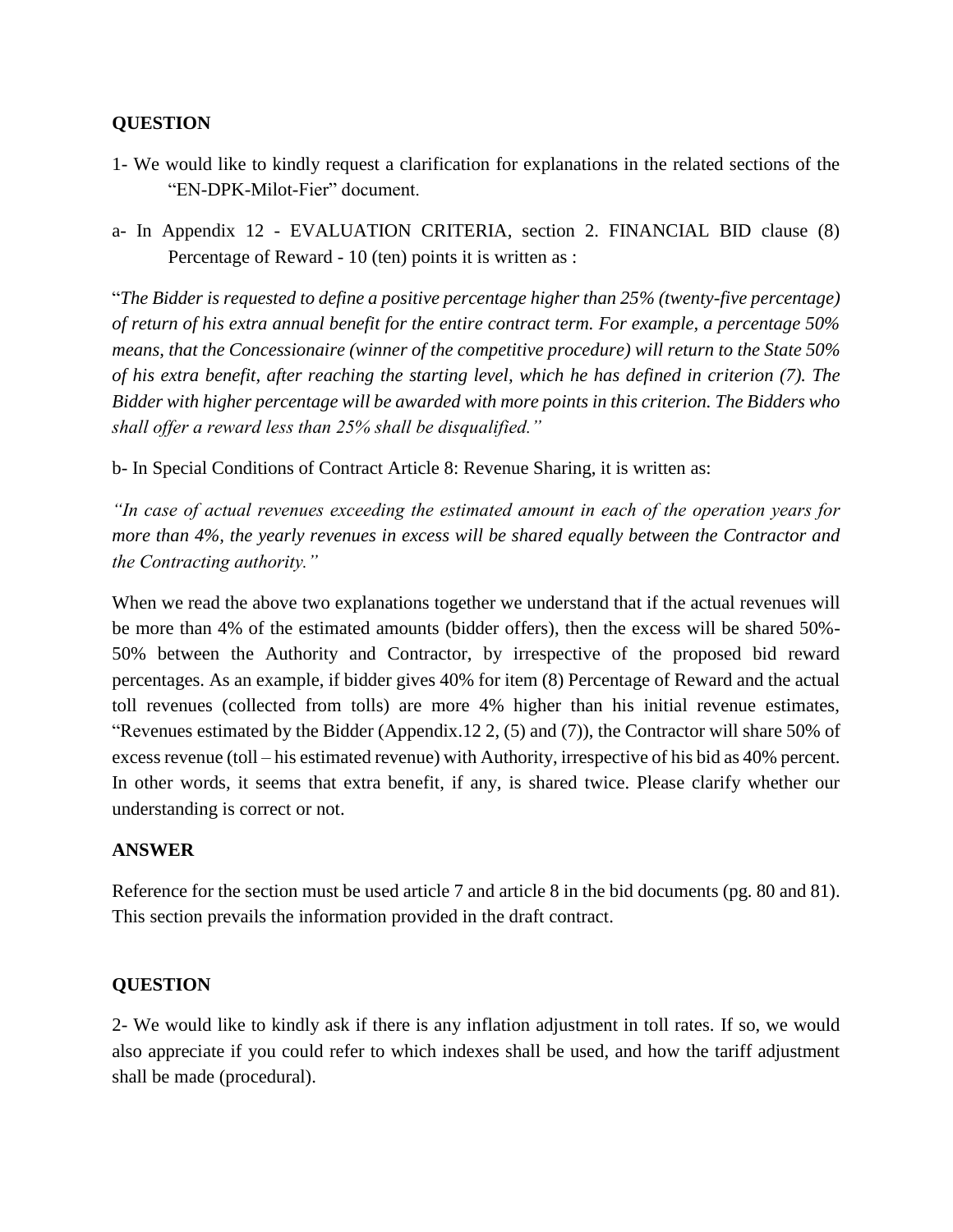**QUESTION**

1- We would like to kindly request a clarification for explanations in the related sections of the "EN-DPK-Milot-Fier" document.

a- In Appendix 12 - EVALUATION CRITERIA, section 2. FINANCIAL BID clause (8) Percentage of Reward - 10 (ten) points it is written as :

"*The Bidder is requested to define a positive percentage higher than 25% (twenty-five percentage) of return of his extra annual benefit for the entire contract term. For example, a percentage 50% means, that the Concessionaire (winner of the competitive procedure) will return to the State 50% of his extra benefit, after reaching the starting level, which he has defined in criterion (7). The Bidder with higher percentage will be awarded with more points in this criterion. The Bidders who shall offer a reward less than 25% shall be disqualified.*"

b- In Special Conditions of Contract Article 8: Revenue Sharing, it is written as:

*"In case of actual revenues exceeding the estimated amount in each of the operation years for more than 4%, the yearly revenues in excess will be shared equally between the Contractor and the Contracting authority."*

When we read the above two explanations together we understand that if the actual revenues will be more than 4% of the estimated amounts (bidder offers), then the excess will be shared 50%-50% between the Authority and Contractor, by irrespective of the proposed bid reward percentages. As an example, if bidder gives 40% for item (8) Percentage of Reward and the actual toll revenues (collected from tolls) are more 4% higher than his initial revenue estimates, "Revenues estimated by the Bidder (Appendix.12 2, (5) and (7)), the Contractor will share 50% of excess revenue (toll – his estimated revenue) with Authority, irrespective of his bid as 40% percent. In other words, it seems that extra benefit, if any, is shared twice. Please clarify whether our understanding is correct or not.

**ANSWER**

Reference for the section must be used article 7 and article 8 in the bid documents (pg. 80 and 81). This section prevails the information provided in the draft contract.

**QUESTION**

2- We would like to kindly ask if there is any inflation adjustment in toll rates. If so, we would also appreciate if you could refer to which indexes shall be used, and how the tariff adjustment shall be made (procedural).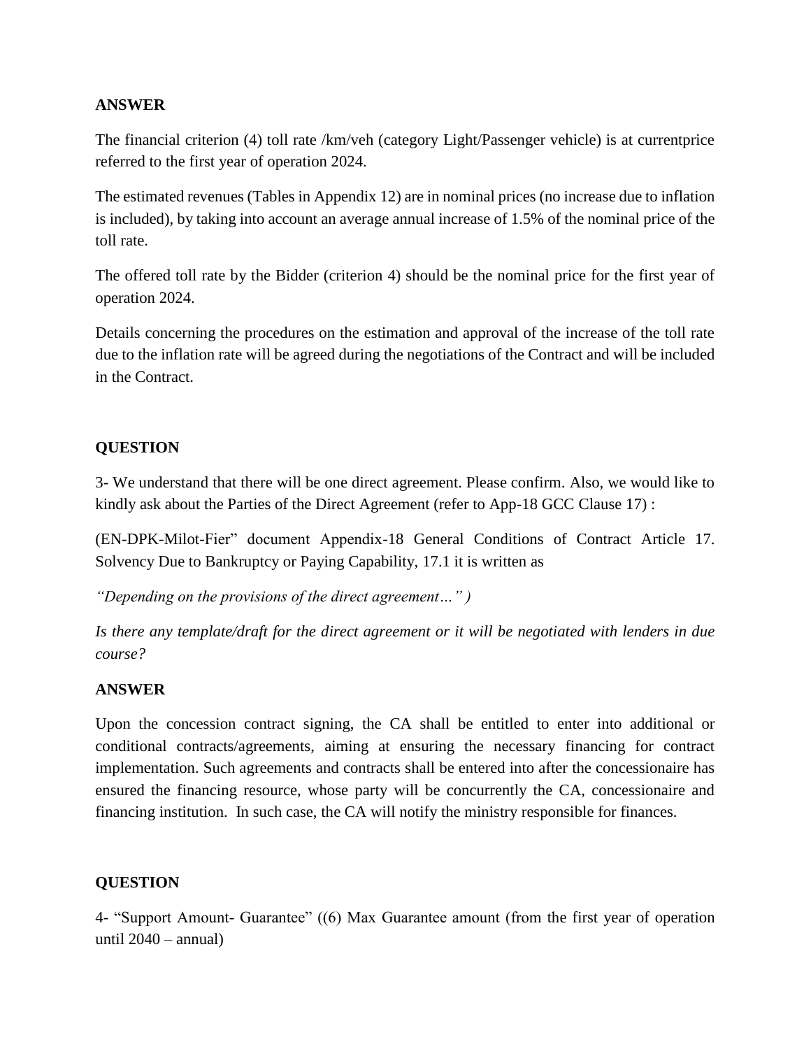**ANSWER**

The financial criterion (4) toll rate /km/veh (category Light/Passenger vehicle) is at currentprice referred to the first year of operation 2024.

The estimated revenues (Tables in Appendix 12) are in nominal prices (no increase due to inflation is included), by taking into account an average annual increase of 1.5% of the nominal price of the toll rate.

The offered toll rate by the Bidder (criterion 4) should be the nominal price for the first year of operation 2024.

Details concerning the procedures on the estimation and approval of the increase of the toll rate due to the inflation rate will be agreed during the negotiations of the Contract and will be included in the Contract.

**QUESTION**

3- We understand that there will be one direct agreement. Please confirm. Also, we would like to kindly ask about the Parties of the Direct Agreement (refer to App-18 GCC Clause 17) :

(EN-DPK-Milot-Fier" document Appendix-18 General Conditions of Contract Article 17. Solvency Due to Bankruptcy or Paying Capability, 17.1 it is written as

*"Depending on the provisions of the direct agreement…" )*

*Is there any template/draft for the direct agreement or it will be negotiated with lenders in due course?*

**ANSWER**

Upon the concession contract signing, the CA shall be entitled to enter into additional or conditional contracts/agreements, aiming at ensuring the necessary financing for contract implementation. Such agreements and contracts shall be entered into after the concessionaire has ensured the financing resource, whose party will be concurrently the CA, concessionaire and financing institution. In such case, the CA will notify the ministry responsible for finances.

**QUESTION**

4- "Support Amount- Guarantee" ((6) Max Guarantee amount (from the first year of operation until 2040 – annual)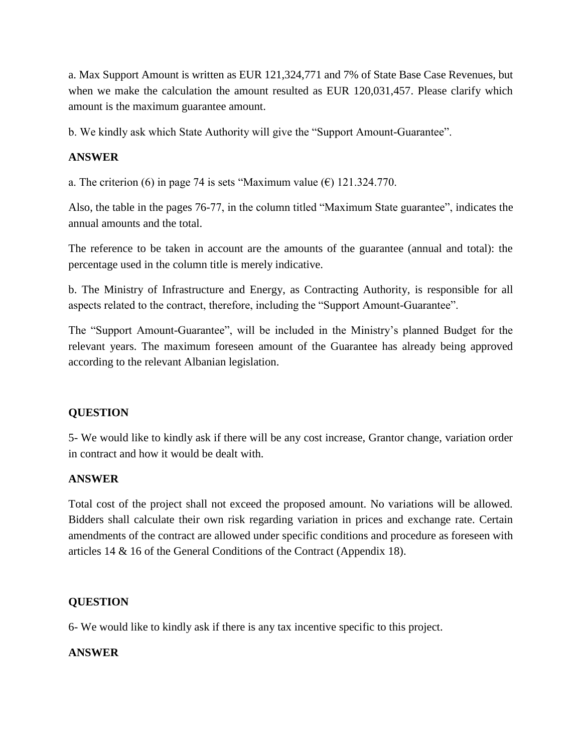a. Max Support Amount is written as EUR 121,324,771 and 7% of State Base Case Revenues, but when we make the calculation the amount resulted as EUR 120,031,457. Please clarify which amount is the maximum guarantee amount.

b. We kindly ask which State Authority will give the "Support Amount-Guarantee".

**ANSWER**

a. The criterion (6) in page 74 is sets "Maximum value (€) 121.324.770.

Also, the table in the pages 76-77, in the column titled "Maximum State guarantee", indicates the annual amounts and the total.

The reference to be taken in account are the amounts of the guarantee (annual and total): the percentage used in the column title is merely indicative.

b. The Ministry of Infrastructure and Energy, as Contracting Authority, is responsible for all aspects related to the contract, therefore, including the "Support Amount-Guarantee".

The "Support Amount-Guarantee", will be included in the Ministry's planned Budget for the relevant years. The maximum foreseen amount of the Guarantee has already being approved according to the relevant Albanian legislation.

**QUESTION**

5- We would like to kindly ask if there will be any cost increase, Grantor change, variation order in contract and how it would be dealt with.

**ANSWER**

Total cost of the project shall not exceed the proposed amount. No variations will be allowed. Bidders shall calculate their own risk regarding variation in prices and exchange rate. Certain amendments of the contract are allowed under specific conditions and procedure as foreseen with articles 14 & 16 of the General Conditions of the Contract (Appendix 18).

**QUESTION**

6- We would like to kindly ask if there is any tax incentive specific to this project.

**ANSWER**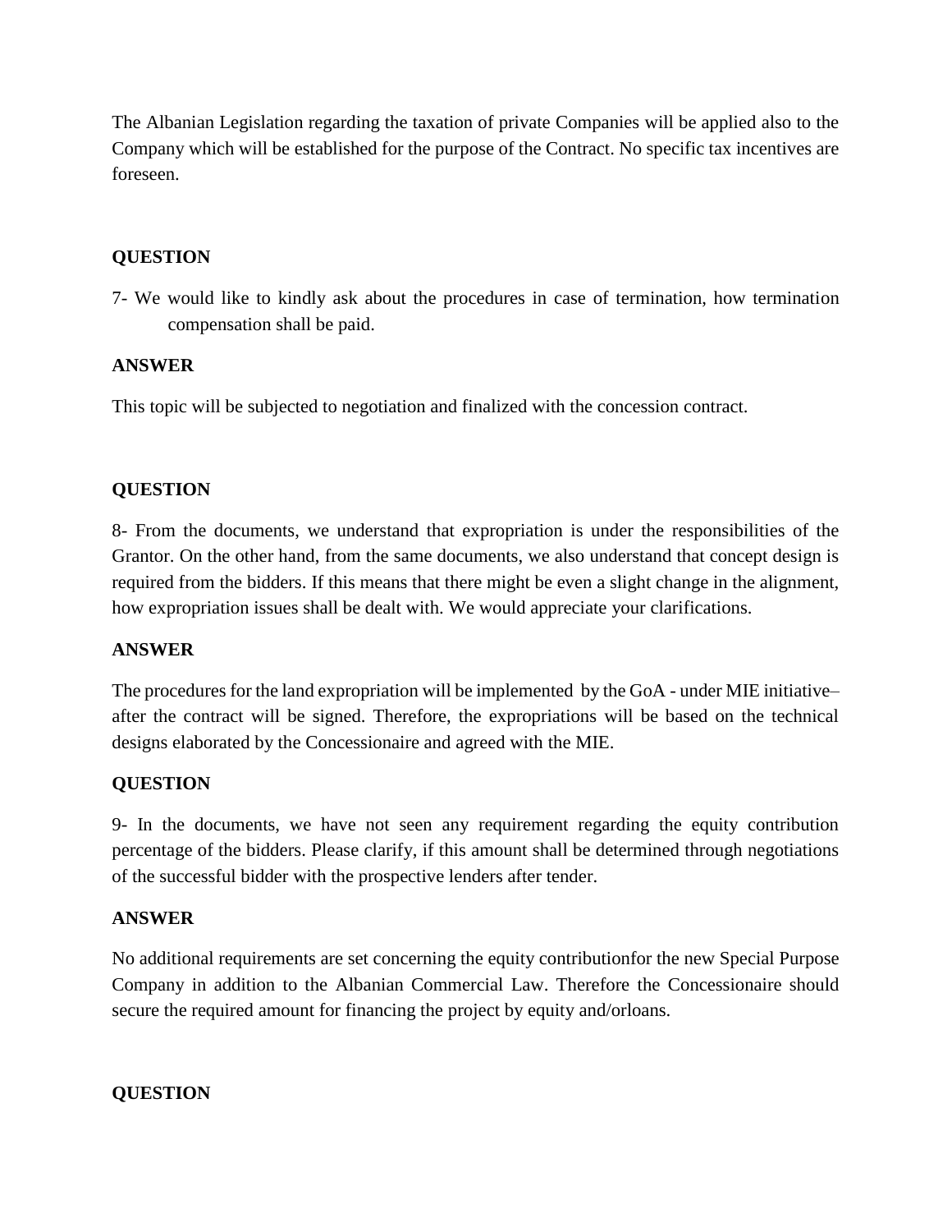The Albanian Legislation regarding the taxation of private Companies will be applied also to the Company which will be established for the purpose of the Contract. No specific tax incentives are foreseen.

**QUESTION**

7- We would like to kindly ask about the procedures in case of termination, how termination compensation shall be paid.

**ANSWER**

This topic will be subjected to negotiation and finalized with the concession contract.

**QUESTION**

8- From the documents, we understand that expropriation is under the responsibilities of the Grantor. On the other hand, from the same documents, we also understand that concept design is required from the bidders. If this means that there might be even a slight change in the alignment, how expropriation issues shall be dealt with. We would appreciate your clarifications.

**ANSWER**

The procedures for the land expropriation will be implemented by the GoA - under MIE initiative– after the contract will be signed. Therefore, the expropriations will be based on the technical designs elaborated by the Concessionaire and agreed with the MIE.

**QUESTION**

9- In the documents, we have not seen any requirement regarding the equity contribution percentage of the bidders. Please clarify, if this amount shall be determined through negotiations of the successful bidder with the prospective lenders after tender.

**ANSWER**

No additional requirements are set concerning the equity contributionfor the new Special Purpose Company in addition to the Albanian Commercial Law. Therefore the Concessionaire should secure the required amount for financing the project by equity and/orloans.

**QUESTION**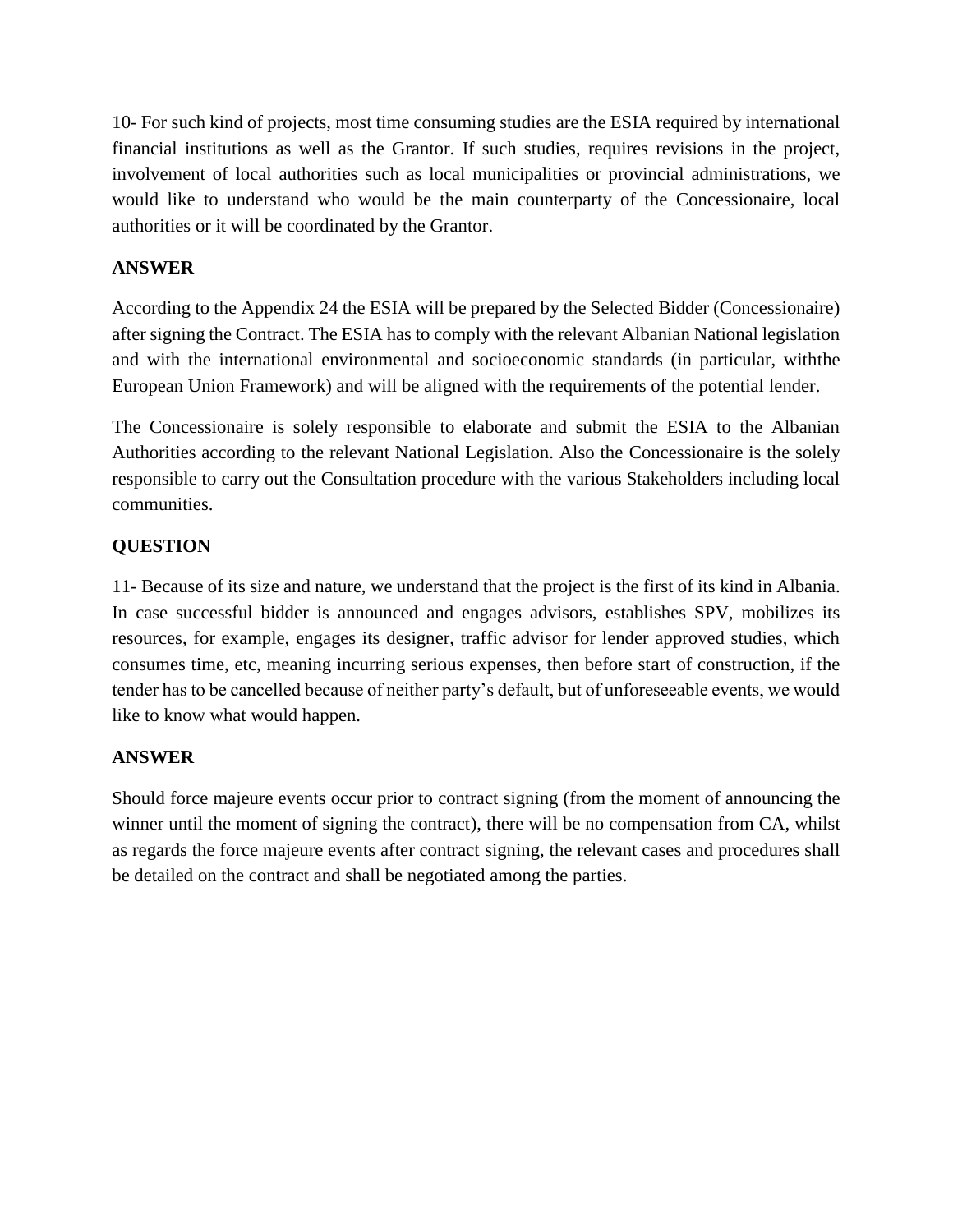10- For such kind of projects, most time consuming studies are the ESIA required by international financial institutions as well as the Grantor. If such studies, requires revisions in the project, involvement of local authorities such as local municipalities or provincial administrations, we would like to understand who would be the main counterparty of the Concessionaire, local authorities or it will be coordinated by the Grantor.

**ANSWER**

According to the Appendix 24 the ESIA will be prepared by the Selected Bidder (Concessionaire) after signing the Contract. The ESIA has to comply with the relevant Albanian National legislation and with the international environmental and socioeconomic standards (in particular, withthe European Union Framework) and will be aligned with the requirements of the potential lender.

The Concessionaire is solely responsible to elaborate and submit the ESIA to the Albanian Authorities according to the relevant National Legislation. Also the Concessionaire is the solely responsible to carry out the Consultation procedure with the various Stakeholders including local communities.

**QUESTION**

11- Because of its size and nature, we understand that the project is the first of its kind in Albania. In case successful bidder is announced and engages advisors, establishes SPV, mobilizes its resources, for example, engages its designer, traffic advisor for lender approved studies, which consumes time, etc, meaning incurring serious expenses, then before start of construction, if the tender has to be cancelled because of neither party's default, but of unforeseeable events, we would like to know what would happen.

**ANSWER**

Should force majeure events occur prior to contract signing (from the moment of announcing the winner until the moment of signing the contract), there will be no compensation from CA, whilst as regards the force majeure events after contract signing, the relevant cases and procedures shall be detailed on the contract and shall be negotiated among the parties.